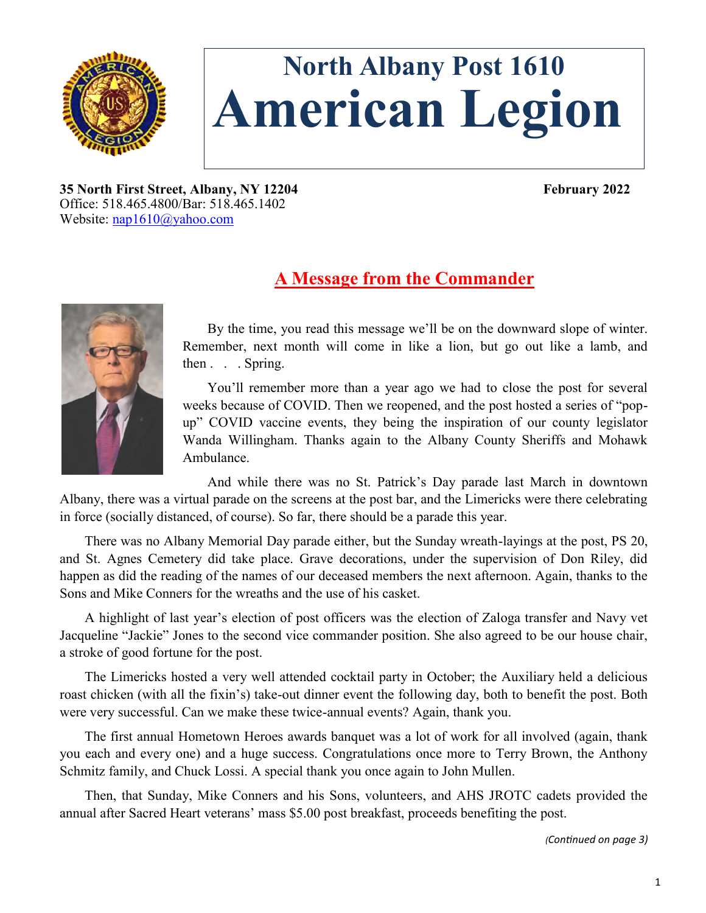# North Albany Post 1610
# American Legion

**35 North First Street, Albany, NY 12204** **February 2022**
Office: 518.465.4800/Bar: 518.465.1402
Website: nap1610@yahoo.com

## A Message from the Commander

By the time, you read this message we'll be on the downward slope of winter. Remember, next month will come in like a lion, but go out like a lamb, and then . . . Spring.

You'll remember more than a year ago we had to close the post for several weeks because of COVID. Then we reopened, and the post hosted a series of "pop-up" COVID vaccine events, they being the inspiration of our county legislator Wanda Willingham. Thanks again to the Albany County Sheriffs and Mohawk Ambulance.

And while there was no St. Patrick's Day parade last March in downtown Albany, there was a virtual parade on the screens at the post bar, and the Limericks were there celebrating in force (socially distanced, of course). So far, there should be a parade this year.

There was no Albany Memorial Day parade either, but the Sunday wreath-layings at the post, PS 20, and St. Agnes Cemetery did take place. Grave decorations, under the supervision of Don Riley, did happen as did the reading of the names of our deceased members the next afternoon. Again, thanks to the Sons and Mike Conners for the wreaths and the use of his casket.

A highlight of last year's election of post officers was the election of Zaloga transfer and Navy vet Jacqueline "Jackie" Jones to the second vice commander position. She also agreed to be our house chair, a stroke of good fortune for the post.

The Limericks hosted a very well attended cocktail party in October; the Auxiliary held a delicious roast chicken (with all the fixin's) take-out dinner event the following day, both to benefit the post. Both were very successful. Can we make these twice-annual events? Again, thank you.

The first annual Hometown Heroes awards banquet was a lot of work for all involved (again, thank you each and every one) and a huge success. Congratulations once more to Terry Brown, the Anthony Schmitz family, and Chuck Lossi. A special thank you once again to John Mullen.

Then, that Sunday, Mike Conners and his Sons, volunteers, and AHS JROTC cadets provided the annual after Sacred Heart veterans' mass $5.00 post breakfast, proceeds benefiting the post.

*(Continued on page 3)*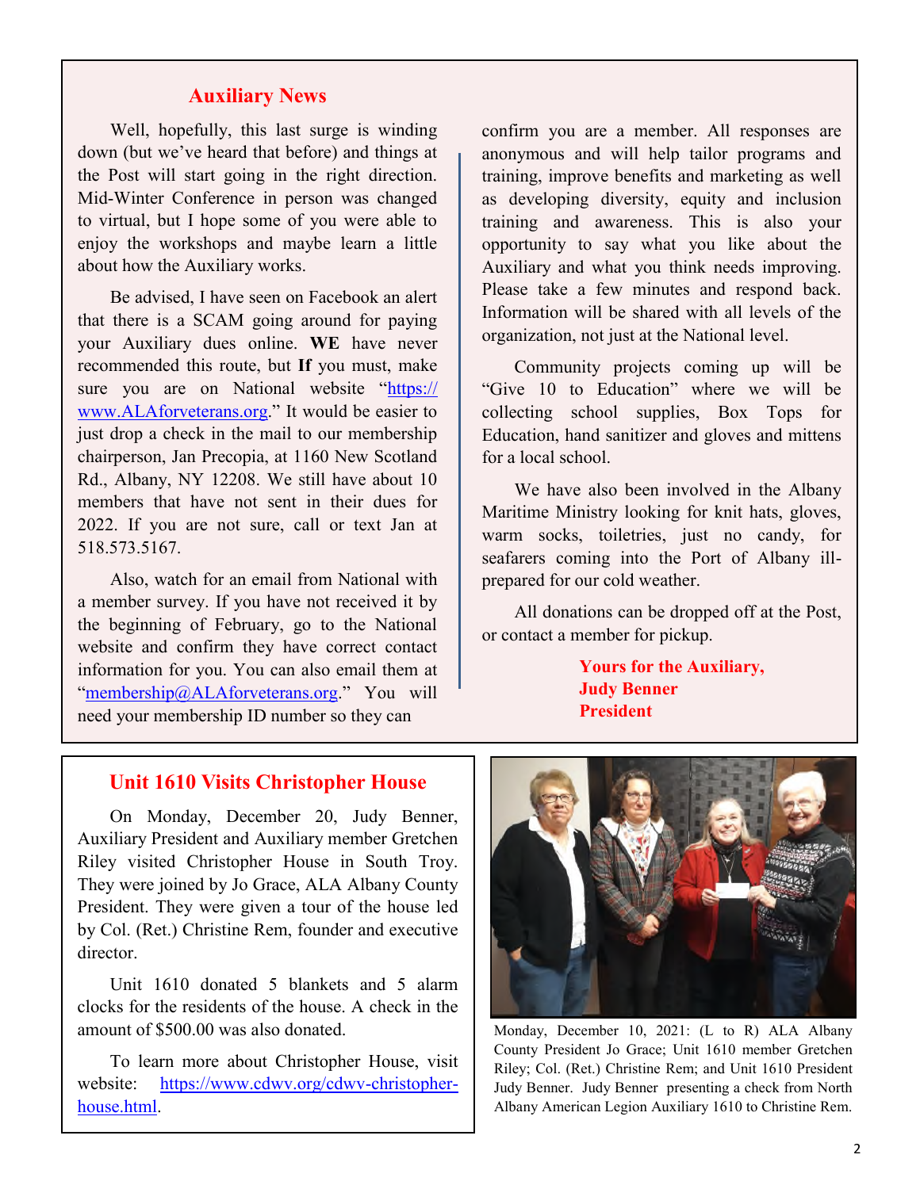## Auxiliary News

Well, hopefully, this last surge is winding down (but we've heard that before) and things at the Post will start going in the right direction. Mid-Winter Conference in person was changed to virtual, but I hope some of you were able to enjoy the workshops and maybe learn a little about how the Auxiliary works.

Be advised, I have seen on Facebook an alert that there is a SCAM going around for paying your Auxiliary dues online. **WE** have never recommended this route, but **If** you must, make sure you are on National website "https://www.ALAforveterans.org." It would be easier to just drop a check in the mail to our membership chairperson, Jan Precopia, at 1160 New Scotland Rd., Albany, NY 12208. We still have about 10 members that have not sent in their dues for 2022. If you are not sure, call or text Jan at 518.573.5167.

Also, watch for an email from National with a member survey. If you have not received it by the beginning of February, go to the National website and confirm they have correct contact information for you. You can also email them at "membership@ALAforveterans.org." You will need your membership ID number so they can confirm you are a member. All responses are anonymous and will help tailor programs and training, improve benefits and marketing as well as developing diversity, equity and inclusion training and awareness. This is also your opportunity to say what you like about the Auxiliary and what you think needs improving. Please take a few minutes and respond back. Information will be shared with all levels of the organization, not just at the National level.

Community projects coming up will be "Give 10 to Education" where we will be collecting school supplies, Box Tops for Education, hand sanitizer and gloves and mittens for a local school.

We have also been involved in the Albany Maritime Ministry looking for knit hats, gloves, warm socks, toiletries, just no candy, for seafarers coming into the Port of Albany ill-prepared for our cold weather.

All donations can be dropped off at the Post, or contact a member for pickup.

**Yours for the Auxiliary,**
**Judy Benner**
**President**

## Unit 1610 Visits Christopher House

On Monday, December 20, Judy Benner, Auxiliary President and Auxiliary member Gretchen Riley visited Christopher House in South Troy. They were joined by Jo Grace, ALA Albany County President. They were given a tour of the house led by Col. (Ret.) Christine Rem, founder and executive director.

Unit 1610 donated 5 blankets and 5 alarm clocks for the residents of the house. A check in the amount of $500.00 was also donated.

To learn more about Christopher House, visit website: https://www.cdwv.org/cdwv-christopher-house.html.

Monday, December 10, 2021: (L to R) ALA Albany County President Jo Grace; Unit 1610 member Gretchen Riley; Col. (Ret.) Christine Rem; and Unit 1610 President Judy Benner. Judy Benner presenting a check from North Albany American Legion Auxiliary 1610 to Christine Rem.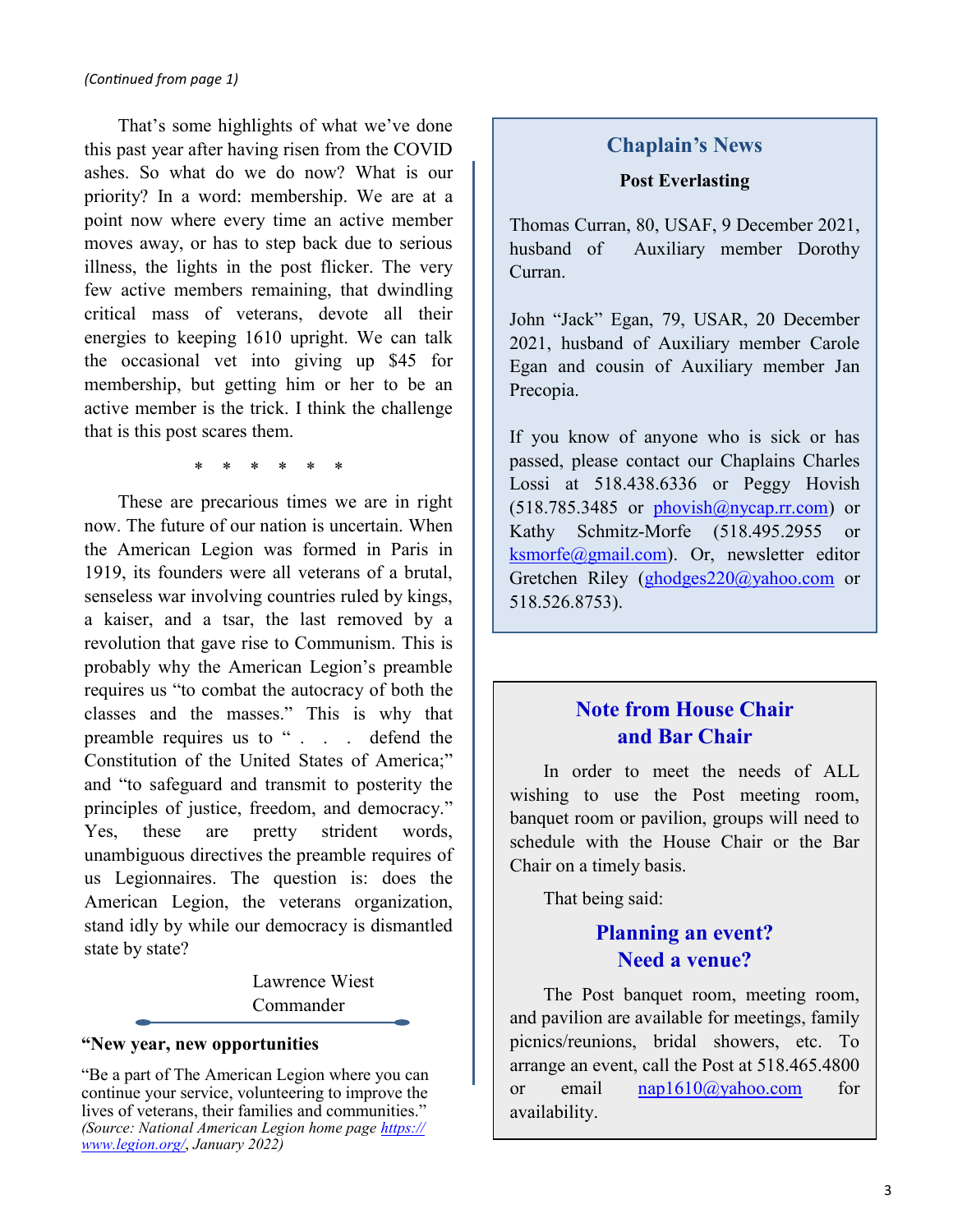*(Continued from page 1)*

That's some highlights of what we've done this past year after having risen from the COVID ashes. So what do we do now? What is our priority? In a word: membership. We are at a point now where every time an active member moves away, or has to step back due to serious illness, the lights in the post flicker. The very few active members remaining, that dwindling critical mass of veterans, devote all their energies to keeping 1610 upright. We can talk the occasional vet into giving up $45 for membership, but getting him or her to be an active member is the trick. I think the challenge that is this post scares them.

\* \* \* \* \* \*

These are precarious times we are in right now. The future of our nation is uncertain. When the American Legion was formed in Paris in 1919, its founders were all veterans of a brutal, senseless war involving countries ruled by kings, a kaiser, and a tsar, the last removed by a revolution that gave rise to Communism. This is probably why the American Legion's preamble requires us "to combat the autocracy of both the classes and the masses." This is why that preamble requires us to " . . . . defend the Constitution of the United States of America;" and "to safeguard and transmit to posterity the principles of justice, freedom, and democracy." Yes, these are pretty strident words, unambiguous directives the preamble requires of us Legionnaires. The question is: does the American Legion, the veterans organization, stand idly by while our democracy is dismantled state by state?

Lawrence Wiest
Commander

**"New year, new opportunities**

"Be a part of The American Legion where you can continue your service, volunteering to improve the lives of veterans, their families and communities." *(Source: National American Legion home page [https://www.legion.org/](https://www.legion.org/), January 2022)*

## Chaplain's News

**Post Everlasting**

Thomas Curran, 80, USAF, 9 December 2021, husband of Auxiliary member Dorothy Curran.

John "Jack" Egan, 79, USAR, 20 December 2021, husband of Auxiliary member Carole Egan and cousin of Auxiliary member Jan Precopia.

If you know of anyone who is sick or has passed, please contact our Chaplains Charles Lossi at 518.438.6336 or Peggy Hovish (518.785.3485 or [phovish@nycap.rr.com](mailto:phovish@nycap.rr.com)) or Kathy Schmitz-Morfe (518.495.2955 or [ksmorfe@gmail.com](mailto:ksmorfe@gmail.com)). Or, newsletter editor Gretchen Riley ([ghodges220@yahoo.com](mailto:ghodges220@yahoo.com) or 518.526.8753).

## Note from House Chair and Bar Chair

In order to meet the needs of ALL wishing to use the Post meeting room, banquet room or pavilion, groups will need to schedule with the House Chair or the Bar Chair on a timely basis.

That being said:

### Planning an event? Need a venue?

The Post banquet room, meeting room, and pavilion are available for meetings, family picnics/reunions, bridal showers, etc. To arrange an event, call the Post at 518.465.4800 or email [nap1610@yahoo.com](mailto:nap1610@yahoo.com) for availability.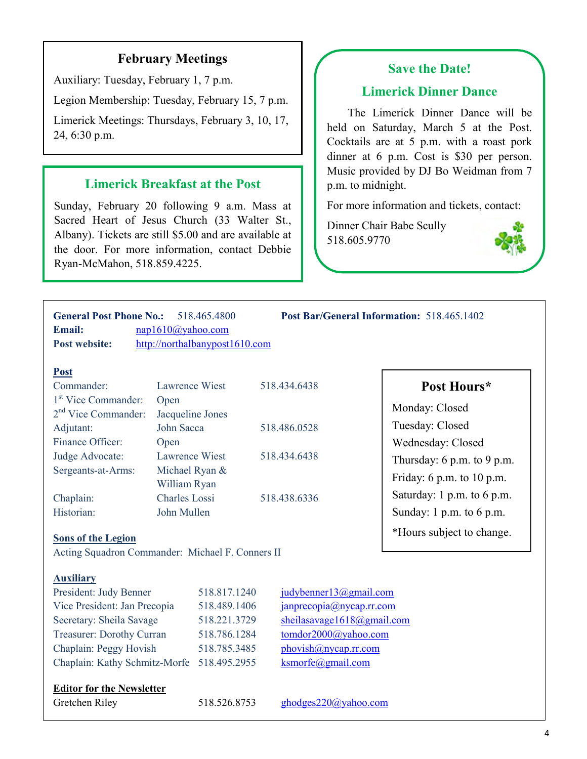## February Meetings

Auxiliary: Tuesday, February 1, 7 p.m.

Legion Membership: Tuesday, February 15, 7 p.m.

Limerick Meetings: Thursdays, February 3, 10, 17, 24, 6:30 p.m.

## Limerick Breakfast at the Post

Sunday, February 20 following 9 a.m. Mass at Sacred Heart of Jesus Church (33 Walter St., Albany). Tickets are still $5.00 and are available at the door. For more information, contact Debbie Ryan-McMahon, 518.859.4225.

## Save the Date!

## Limerick Dinner Dance

The Limerick Dinner Dance will be held on Saturday, March 5 at the Post. Cocktails are at 5 p.m. with a roast pork dinner at 6 p.m. Cost is $30 per person. Music provided by DJ Bo Weidman from 7 p.m. to midnight.

For more information and tickets, contact:

Dinner Chair Babe Scully
518.605.9770

---

**General Post Phone No.:** 518.465.4800 **Post Bar/General Information:** 518.465.1402
**Email:** nap1610@yahoo.com
**Post website:** http://northalbanypost1610.com

**Post**

| | | |
|---|---|---|
| Commander: | Lawrence Wiest | 518.434.6438 |
| 1st Vice Commander: | Open | |
| 2nd Vice Commander: | Jacqueline Jones | |
| Adjutant: | John Sacca | 518.486.0528 |
| Finance Officer: | Open | |
| Judge Advocate: | Lawrence Wiest | 518.434.6438 |
| Sergeants-at-Arms: | Michael Ryan & William Ryan | |
| Chaplain: | Charles Lossi | 518.438.6336 |
| Historian: | John Mullen | |

**Sons of the Legion**

Acting Squadron Commander: Michael F. Conners II

**Auxiliary**

| | | |
|---|---|---|
| President: Judy Benner | 518.817.1240 | judybenner13@gmail.com |
| Vice President: Jan Precopia | 518.489.1406 | janprecopia@nycap.rr.com |
| Secretary: Sheila Savage | 518.221.3729 | sheilasavage1618@gmail.com |
| Treasurer: Dorothy Curran | 518.786.1284 | tomdor2000@yahoo.com |
| Chaplain: Peggy Hovish | 518.785.3485 | phovish@nycap.rr.com |
| Chaplain: Kathy Schmitz-Morfe | 518.495.2955 | ksmorfe@gmail.com |

**Editor for the Newsletter**

Gretchen Riley 518.526.8753 ghodges220@yahoo.com

### Post Hours*

Monday: Closed
Tuesday: Closed
Wednesday: Closed
Thursday: 6 p.m. to 9 p.m.
Friday: 6 p.m. to 10 p.m.
Saturday: 1 p.m. to 6 p.m.
Sunday: 1 p.m. to 6 p.m.

*Hours subject to change.